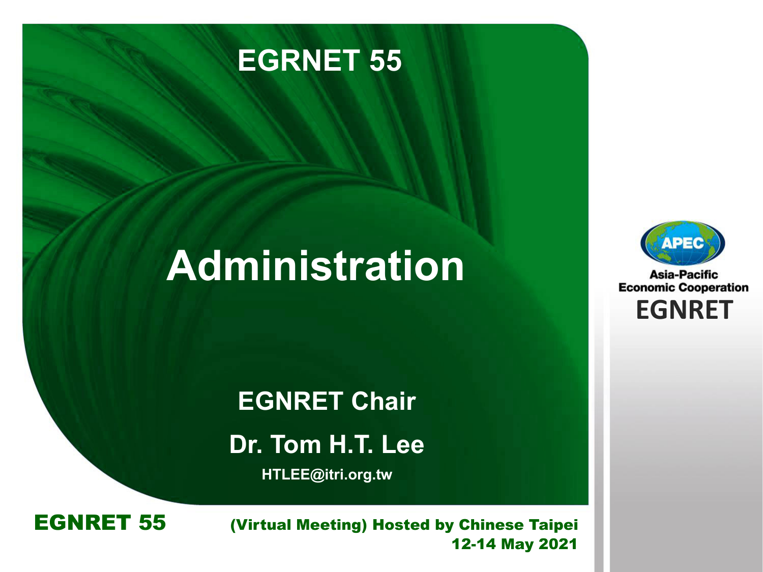# EGRNET 55

# Administration

**EGNRET Chair**

**Dr. Tom H.T. Lee**

**HTLEE@itri.org.tw**

Asia-Pacific Economic Cooperation

EGNRET

**EGNRET 55**

**(Virtual Meeting) Hosted by Chinese Taipei**
**12-14 May 2021**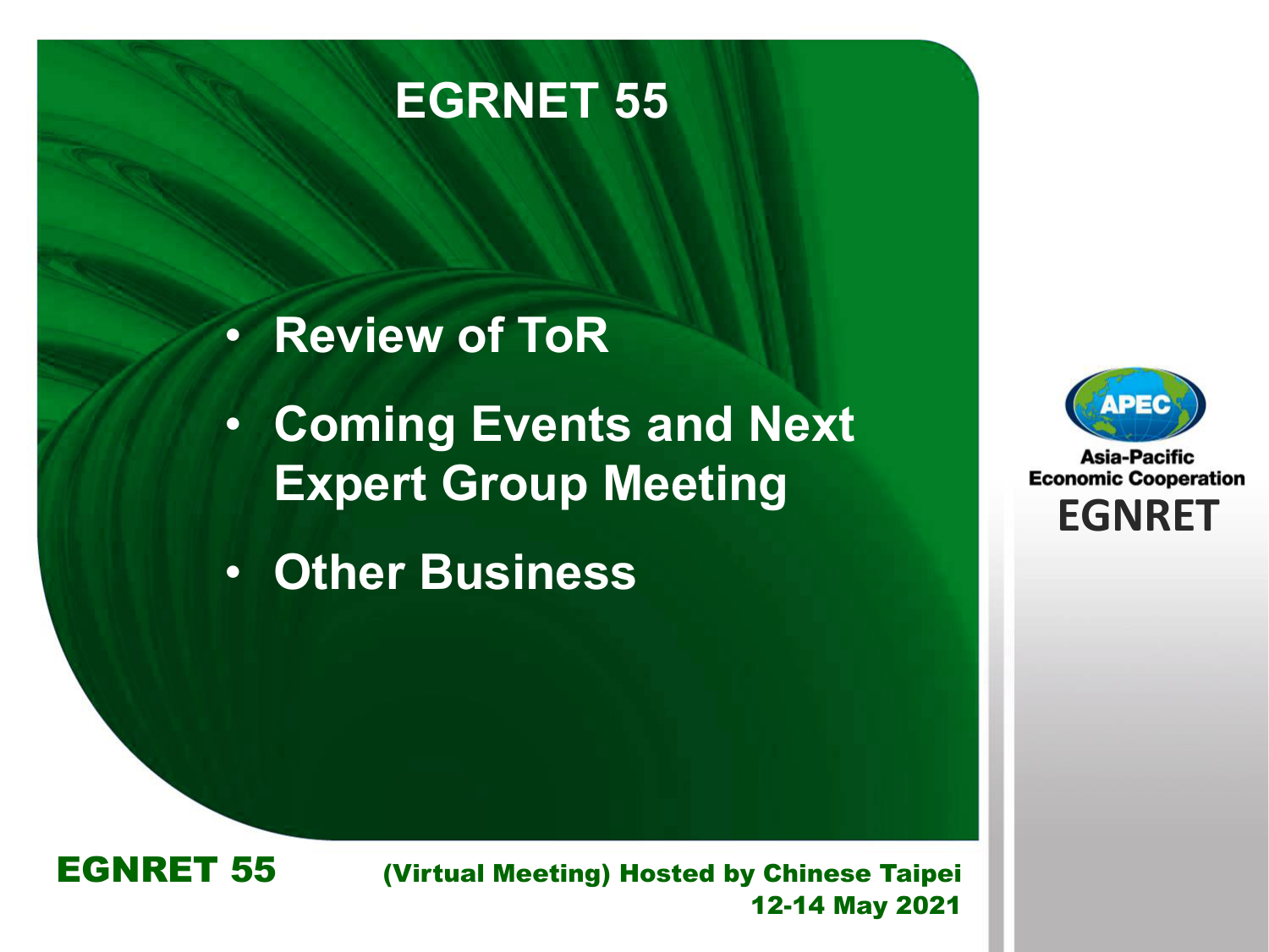# EGRNET 55

- **Review of ToR**
- **Coming Events and Next Expert Group Meeting**
- **Other Business**

Asia-Pacific Economic Cooperation
EGNRET

**EGNRET 55**

**(Virtual Meeting) Hosted by Chinese Taipei**
**12-14 May 2021**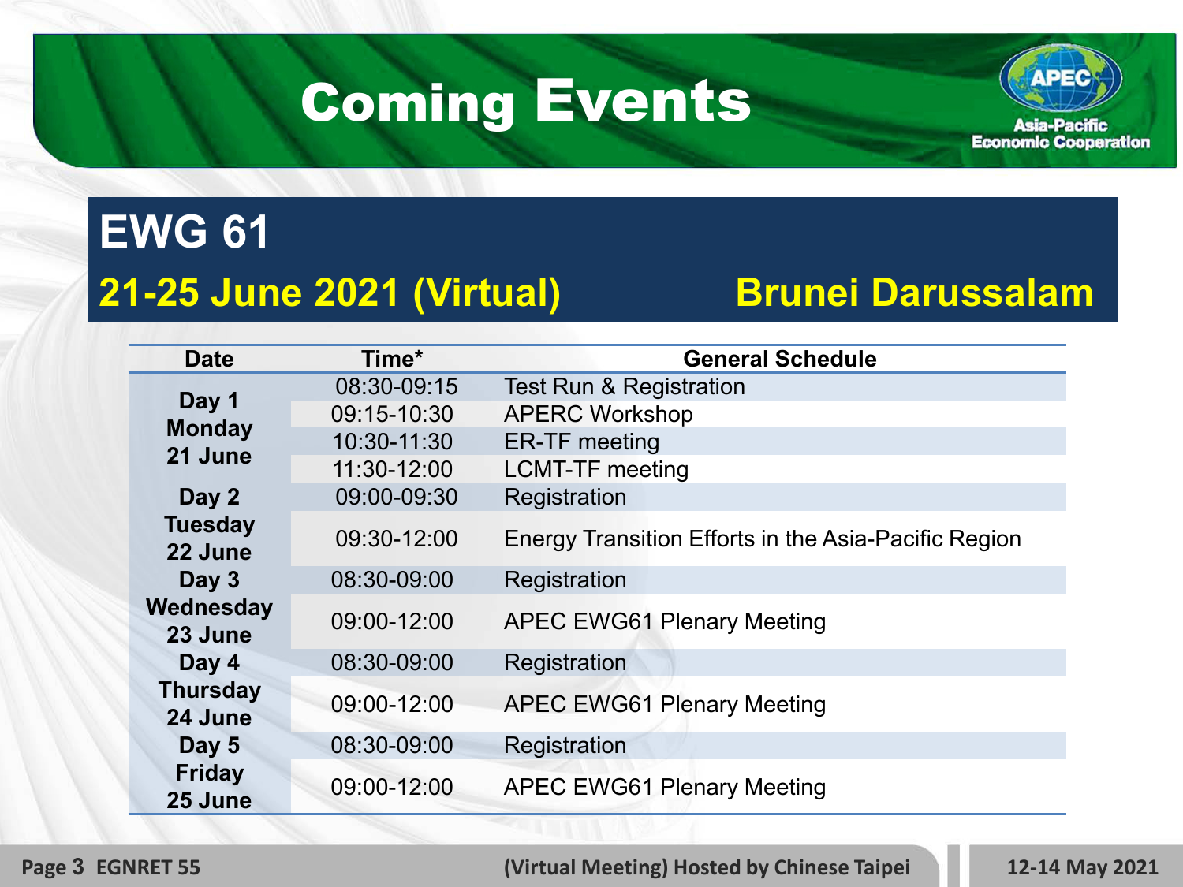# Coming Events

Asia-Pacific Economic Cooperation

## EWG 61

**21-25 June 2021 (Virtual)** **Brunei Darussalam**

| Date | Time* | General Schedule |
|---|---|---|
| Day 1 Monday 21 June | 08:30-09:15 | Test Run & Registration |
| | 09:15-10:30 | APERC Workshop |
| | 10:30-11:30 | ER-TF meeting |
| | 11:30-12:00 | LCMT-TF meeting |
| Day 2 Tuesday 22 June | 09:00-09:30 | Registration |
| | 09:30-12:00 | Energy Transition Efforts in the Asia-Pacific Region |
| Day 3 Wednesday 23 June | 08:30-09:00 | Registration |
| | 09:00-12:00 | APEC EWG61 Plenary Meeting |
| Day 4 Thursday 24 June | 08:30-09:00 | Registration |
| | 09:00-12:00 | APEC EWG61 Plenary Meeting |
| Day 5 Friday 25 June | 08:30-09:00 | Registration |
| | 09:00-12:00 | APEC EWG61 Plenary Meeting |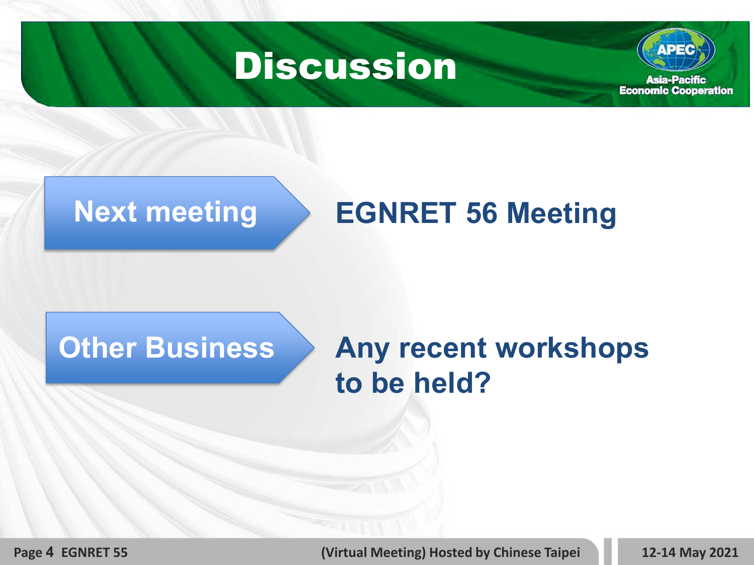# Discussion

APEC
Asia-Pacific Economic Cooperation

**Next meeting** — **EGNRET 56 Meeting**

**Other Business** — **Any recent workshops to be held?**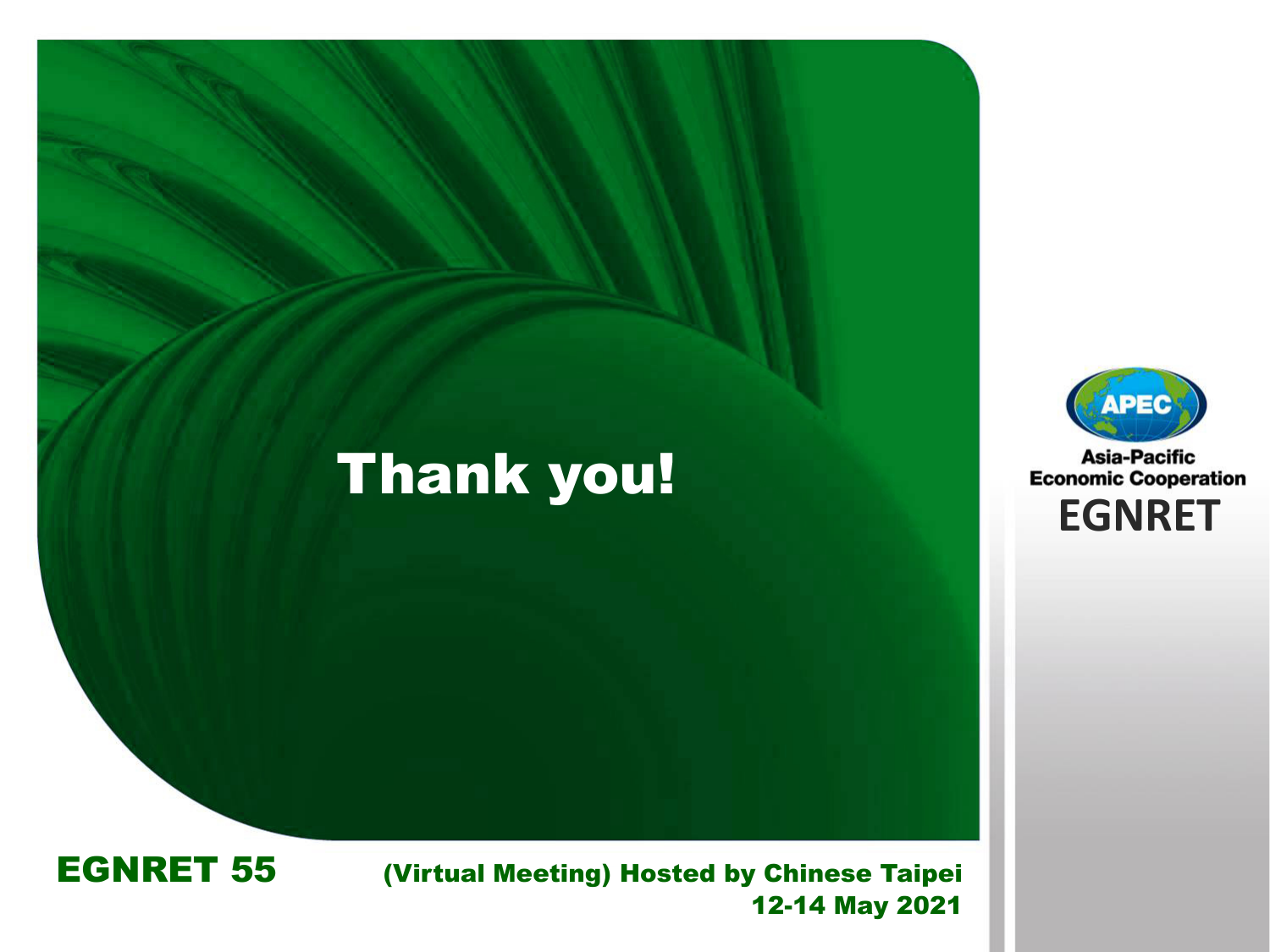# Thank you!

Asia-Pacific Economic Cooperation

EGNRET

**EGNRET 55**

**(Virtual Meeting) Hosted by Chinese Taipei**
**12-14 May 2021**